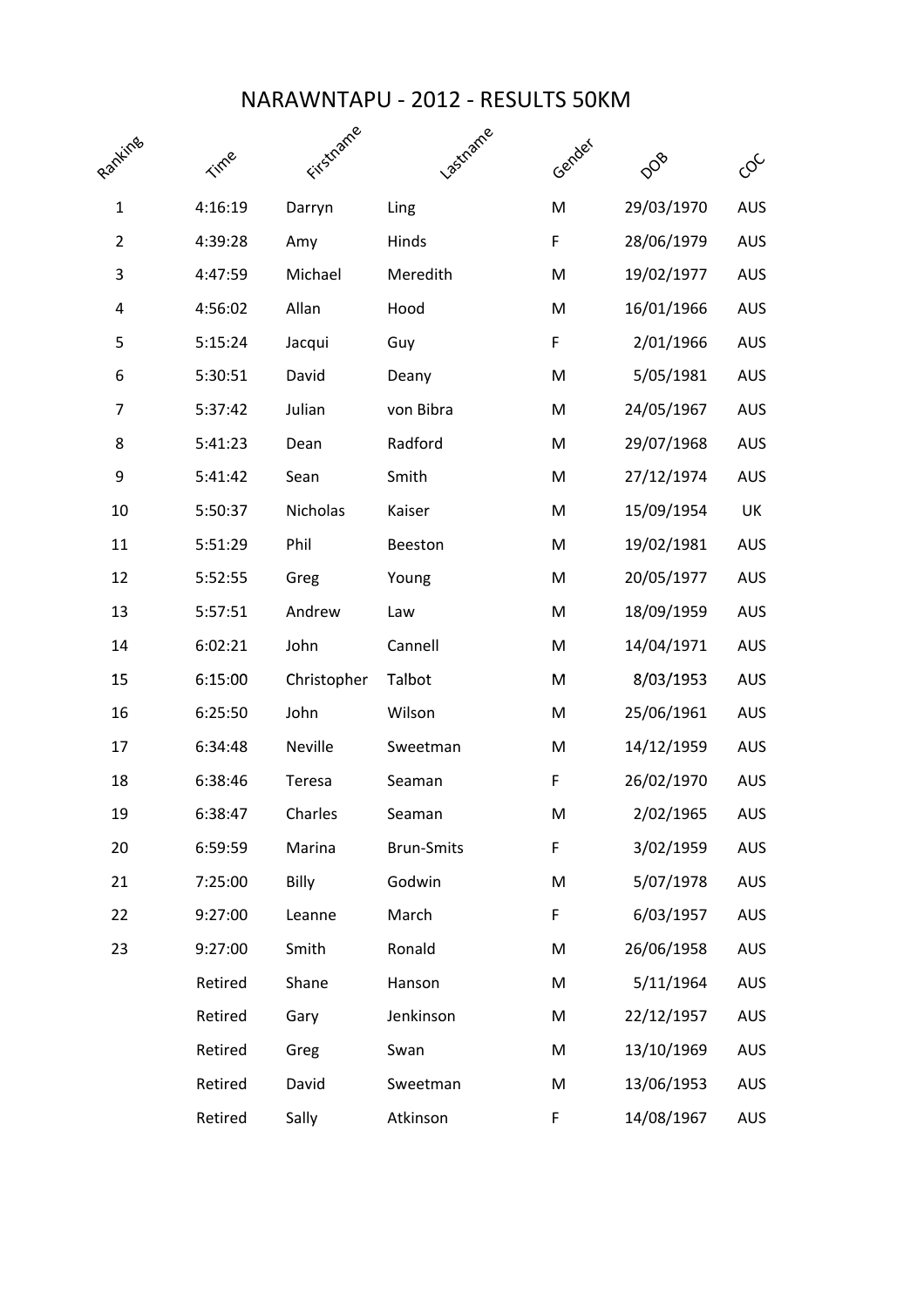# NARAWNTAPU - 2012 - RESULTS 50KM

| Ranking | Time | Firstname | Lastname | Gender | DOB | COC |
|---|---|---|---|---|---|---|
| 1 | 4:16:19 | Darryn | Ling | M | 29/03/1970 | AUS |
| 2 | 4:39:28 | Amy | Hinds | F | 28/06/1979 | AUS |
| 3 | 4:47:59 | Michael | Meredith | M | 19/02/1977 | AUS |
| 4 | 4:56:02 | Allan | Hood | M | 16/01/1966 | AUS |
| 5 | 5:15:24 | Jacqui | Guy | F | 2/01/1966 | AUS |
| 6 | 5:30:51 | David | Deany | M | 5/05/1981 | AUS |
| 7 | 5:37:42 | Julian | von Bibra | M | 24/05/1967 | AUS |
| 8 | 5:41:23 | Dean | Radford | M | 29/07/1968 | AUS |
| 9 | 5:41:42 | Sean | Smith | M | 27/12/1974 | AUS |
| 10 | 5:50:37 | Nicholas | Kaiser | M | 15/09/1954 | UK |
| 11 | 5:51:29 | Phil | Beeston | M | 19/02/1981 | AUS |
| 12 | 5:52:55 | Greg | Young | M | 20/05/1977 | AUS |
| 13 | 5:57:51 | Andrew | Law | M | 18/09/1959 | AUS |
| 14 | 6:02:21 | John | Cannell | M | 14/04/1971 | AUS |
| 15 | 6:15:00 | Christopher | Talbot | M | 8/03/1953 | AUS |
| 16 | 6:25:50 | John | Wilson | M | 25/06/1961 | AUS |
| 17 | 6:34:48 | Neville | Sweetman | M | 14/12/1959 | AUS |
| 18 | 6:38:46 | Teresa | Seaman | F | 26/02/1970 | AUS |
| 19 | 6:38:47 | Charles | Seaman | M | 2/02/1965 | AUS |
| 20 | 6:59:59 | Marina | Brun-Smits | F | 3/02/1959 | AUS |
| 21 | 7:25:00 | Billy | Godwin | M | 5/07/1978 | AUS |
| 22 | 9:27:00 | Leanne | March | F | 6/03/1957 | AUS |
| 23 | 9:27:00 | Smith | Ronald | M | 26/06/1958 | AUS |
| | Retired | Shane | Hanson | M | 5/11/1964 | AUS |
| | Retired | Gary | Jenkinson | M | 22/12/1957 | AUS |
| | Retired | Greg | Swan | M | 13/10/1969 | AUS |
| | Retired | David | Sweetman | M | 13/06/1953 | AUS |
| | Retired | Sally | Atkinson | F | 14/08/1967 | AUS |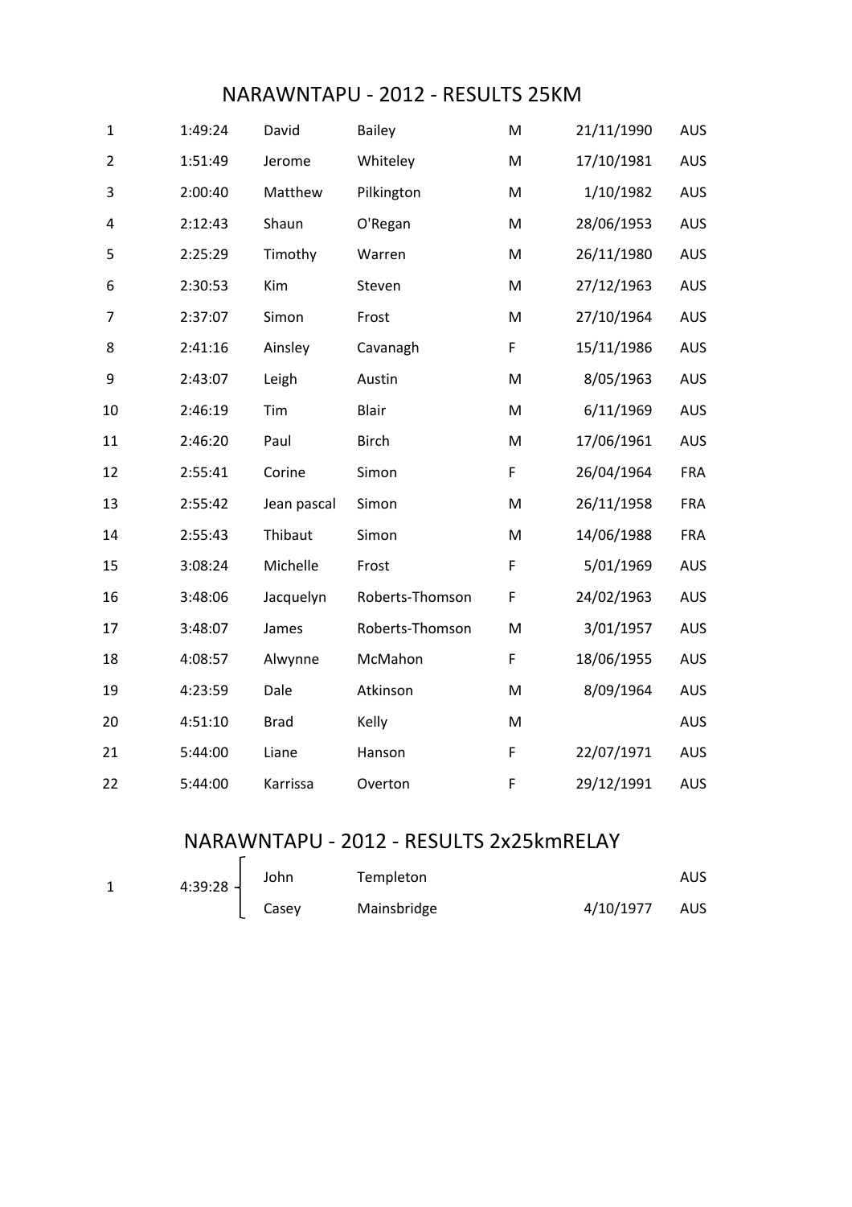# NARAWNTAPU - 2012 - RESULTS 25KM

| | | | | | | |
|---|---|---|---|---|---|---|
| 1 | 1:49:24 | David | Bailey | M | 21/11/1990 | AUS |
| 2 | 1:51:49 | Jerome | Whiteley | M | 17/10/1981 | AUS |
| 3 | 2:00:40 | Matthew | Pilkington | M | 1/10/1982 | AUS |
| 4 | 2:12:43 | Shaun | O'Regan | M | 28/06/1953 | AUS |
| 5 | 2:25:29 | Timothy | Warren | M | 26/11/1980 | AUS |
| 6 | 2:30:53 | Kim | Steven | M | 27/12/1963 | AUS |
| 7 | 2:37:07 | Simon | Frost | M | 27/10/1964 | AUS |
| 8 | 2:41:16 | Ainsley | Cavanagh | F | 15/11/1986 | AUS |
| 9 | 2:43:07 | Leigh | Austin | M | 8/05/1963 | AUS |
| 10 | 2:46:19 | Tim | Blair | M | 6/11/1969 | AUS |
| 11 | 2:46:20 | Paul | Birch | M | 17/06/1961 | AUS |
| 12 | 2:55:41 | Corine | Simon | F | 26/04/1964 | FRA |
| 13 | 2:55:42 | Jean pascal | Simon | M | 26/11/1958 | FRA |
| 14 | 2:55:43 | Thibaut | Simon | M | 14/06/1988 | FRA |
| 15 | 3:08:24 | Michelle | Frost | F | 5/01/1969 | AUS |
| 16 | 3:48:06 | Jacquelyn | Roberts-Thomson | F | 24/02/1963 | AUS |
| 17 | 3:48:07 | James | Roberts-Thomson | M | 3/01/1957 | AUS |
| 18 | 4:08:57 | Alwynne | McMahon | F | 18/06/1955 | AUS |
| 19 | 4:23:59 | Dale | Atkinson | M | 8/09/1964 | AUS |
| 20 | 4:51:10 | Brad | Kelly | M | | AUS |
| 21 | 5:44:00 | Liane | Hanson | F | 22/07/1971 | AUS |
| 22 | 5:44:00 | Karrissa | Overton | F | 29/12/1991 | AUS |

# NARAWNTAPU - 2012 - RESULTS 2x25kmRELAY

| | | | | | |
|---|---|---|---|---|---|
| 1 | 4:39:28 | John | Templeton | | AUS |
| | | Casey | Mainsbridge | 4/10/1977 | AUS |